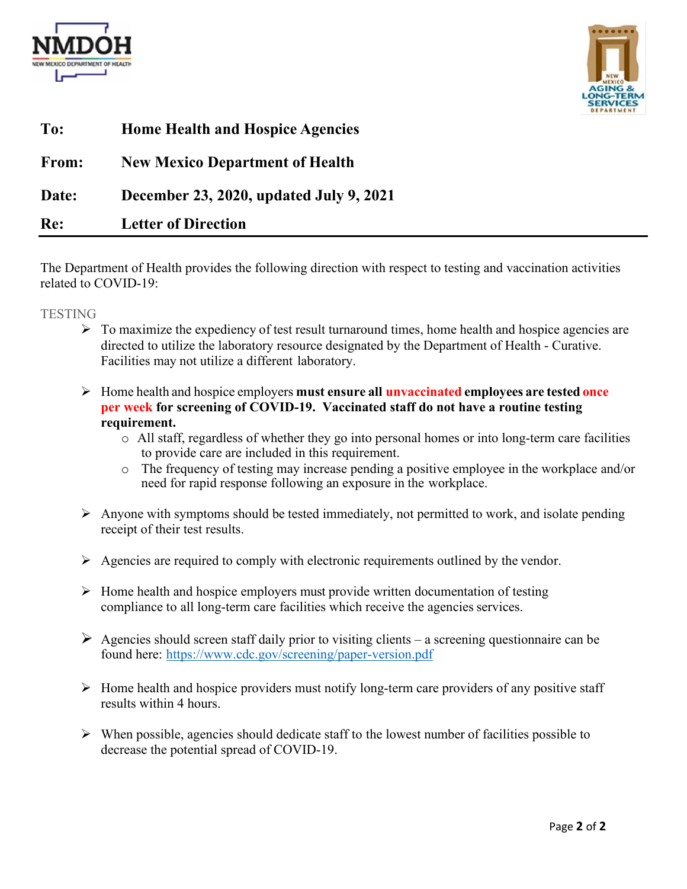| | |
|---|---|
| **To:** | **Home Health and Hospice Agencies** |
| **From:** | **New Mexico Department of Health** |
| **Date:** | **December 23, 2020, updated July 9, 2021** |
| **Re:** | **Letter of Direction** |

The Department of Health provides the following direction with respect to testing and vaccination activities related to COVID-19:

TESTING

- To maximize the expediency of test result turnaround times, home health and hospice agencies are directed to utilize the laboratory resource designated by the Department of Health - Curative. Facilities may not utilize a different laboratory.

- Home health and hospice employers **must ensure all unvaccinated employees are tested once per week for screening of COVID-19. Vaccinated staff do not have a routine testing requirement.**
    - All staff, regardless of whether they go into personal homes or into long-term care facilities to provide care are included in this requirement.
    - The frequency of testing may increase pending a positive employee in the workplace and/or need for rapid response following an exposure in the workplace.

- Anyone with symptoms should be tested immediately, not permitted to work, and isolate pending receipt of their test results.

- Agencies are required to comply with electronic requirements outlined by the vendor.

- Home health and hospice employers must provide written documentation of testing compliance to all long-term care facilities which receive the agencies services.

- Agencies should screen staff daily prior to visiting clients – a screening questionnaire can be found here: https://www.cdc.gov/screening/paper-version.pdf

- Home health and hospice providers must notify long-term care providers of any positive staff results within 4 hours.

- When possible, agencies should dedicate staff to the lowest number of facilities possible to decrease the potential spread of COVID-19.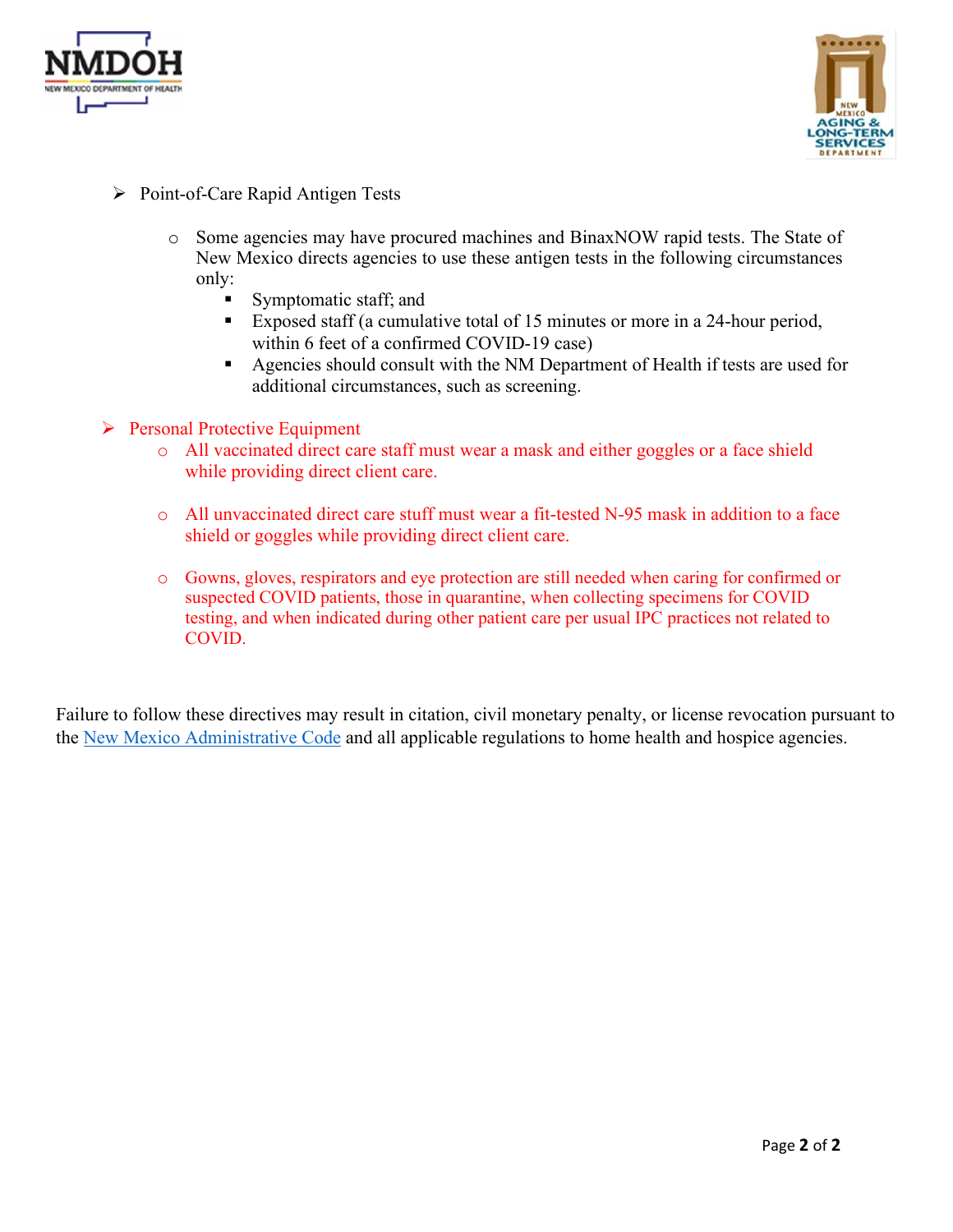- Point-of-Care Rapid Antigen Tests
  - Some agencies may have procured machines and BinaxNOW rapid tests. The State of New Mexico directs agencies to use these antigen tests in the following circumstances only:
    - Symptomatic staff; and
    - Exposed staff (a cumulative total of 15 minutes or more in a 24-hour period, within 6 feet of a confirmed COVID-19 case)
    - Agencies should consult with the NM Department of Health if tests are used for additional circumstances, such as screening.

- Personal Protective Equipment
  - All vaccinated direct care staff must wear a mask and either goggles or a face shield while providing direct client care.
  - All unvaccinated direct care stuff must wear a fit-tested N-95 mask in addition to a face shield or goggles while providing direct client care.
  - Gowns, gloves, respirators and eye protection are still needed when caring for confirmed or suspected COVID patients, those in quarantine, when collecting specimens for COVID testing, and when indicated during other patient care per usual IPC practices not related to COVID.

Failure to follow these directives may result in citation, civil monetary penalty, or license revocation pursuant to the New Mexico Administrative Code and all applicable regulations to home health and hospice agencies.